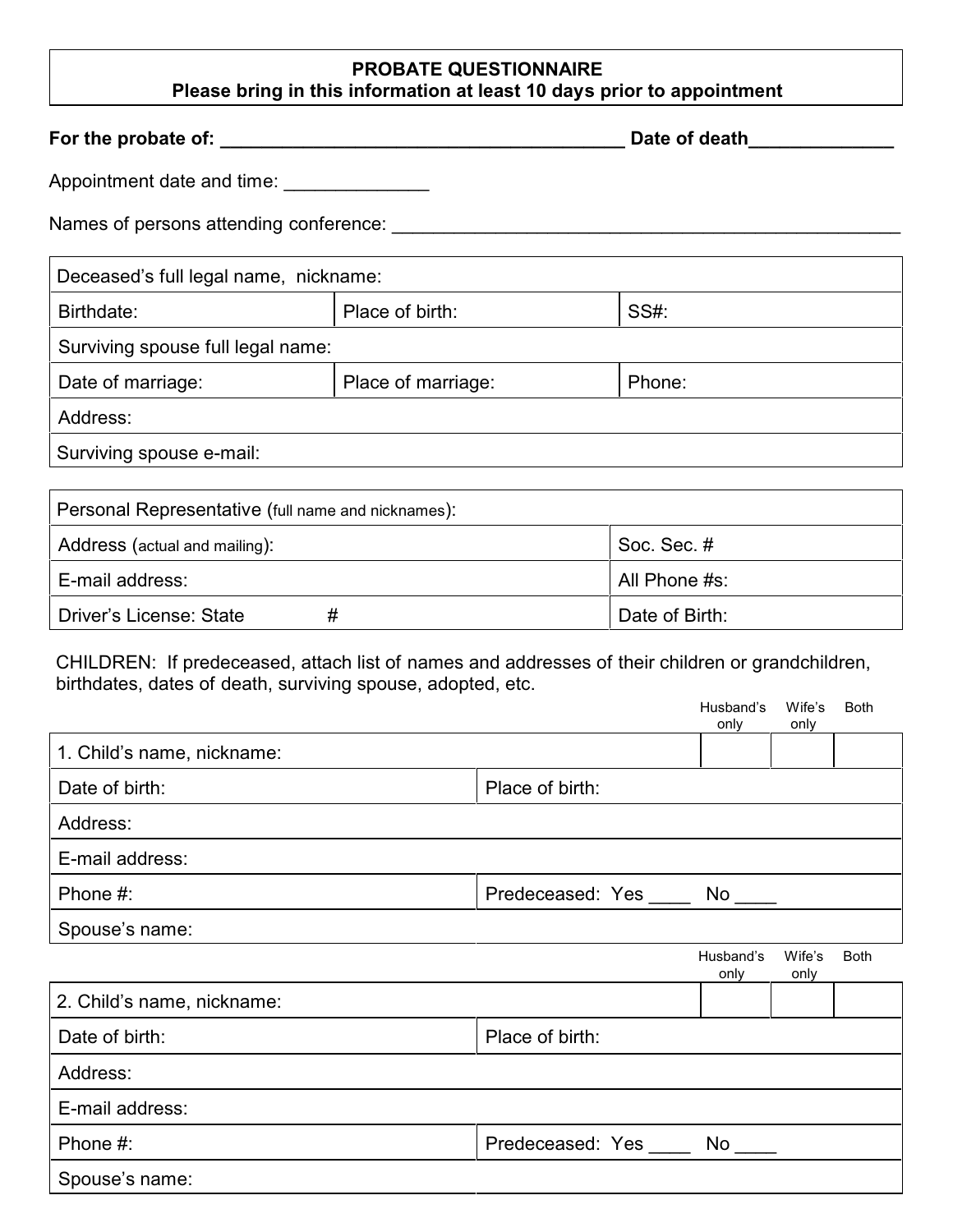# PROBATE QUESTIONNAIRE

**Please bring in this information at least 10 days prior to appointment**

**For the probate of: ______________________________________ Date of death_____________**

Appointment date and time: _____________

Names of persons attending conference: ________________________________________________

| Deceased's full legal name, nickname: | | |
|---|---|---|
| Birthdate: | Place of birth: | SS#: |
| Surviving spouse full legal name: | | |
| Date of marriage: | Place of marriage: | Phone: |
| Address: | | |
| Surviving spouse e-mail: | | |

| Personal Representative (full name and nicknames): | |
|---|---|
| Address (actual and mailing): | Soc. Sec. # |
| E-mail address: | All Phone #s: |
| Driver's License: State # | Date of Birth: |

CHILDREN: If predeceased, attach list of names and addresses of their children or grandchildren, birthdates, dates of death, surviving spouse, adopted, etc.

| | | Husband's only | Wife's only | Both |
|---|---|---|---|---|
| 1. Child's name, nickname: | | | | |
| Date of birth: | Place of birth: | | | |
| Address: | | | | |
| E-mail address: | | | | |
| Phone #: | Predeceased: Yes ____ No ____ | | | |
| Spouse's name: | | | | |

| | | Husband's only | Wife's only | Both |
|---|---|---|---|---|
| 2. Child's name, nickname: | | | | |
| Date of birth: | Place of birth: | | | |
| Address: | | | | |
| E-mail address: | | | | |
| Phone #: | Predeceased: Yes ____ No ____ | | | |
| Spouse's name: | | | | |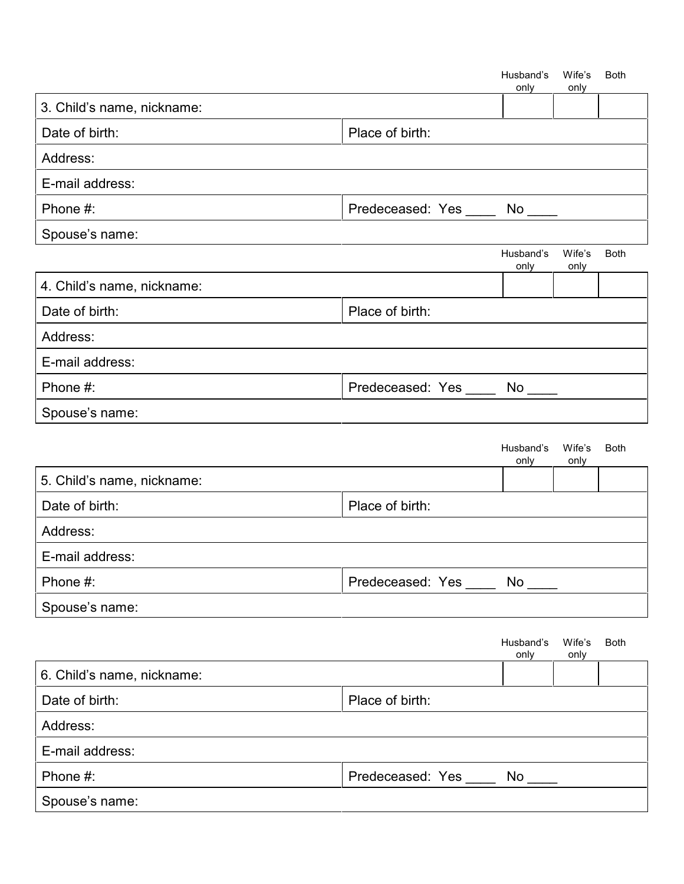| | | Husband's only | Wife's only | Both |
|---|---|---|---|---|
| 3. Child's name, nickname: | | | | |
| Date of birth: | Place of birth: | | | |
| Address: | | | | |
| E-mail address: | | | | |
| Phone #: | Predeceased: Yes ____ No ____ | | | |
| Spouse's name: | | | | |

| | | Husband's only | Wife's only | Both |
|---|---|---|---|---|
| 4. Child's name, nickname: | | | | |
| Date of birth: | Place of birth: | | | |
| Address: | | | | |
| E-mail address: | | | | |
| Phone #: | Predeceased: Yes ____ No ____ | | | |
| Spouse's name: | | | | |

| | | Husband's only | Wife's only | Both |
|---|---|---|---|---|
| 5. Child's name, nickname: | | | | |
| Date of birth: | Place of birth: | | | |
| Address: | | | | |
| E-mail address: | | | | |
| Phone #: | Predeceased: Yes ____ No ____ | | | |
| Spouse's name: | | | | |

| | | Husband's only | Wife's only | Both |
|---|---|---|---|---|
| 6. Child's name, nickname: | | | | |
| Date of birth: | Place of birth: | | | |
| Address: | | | | |
| E-mail address: | | | | |
| Phone #: | Predeceased: Yes ____ No ____ | | | |
| Spouse's name: | | | | |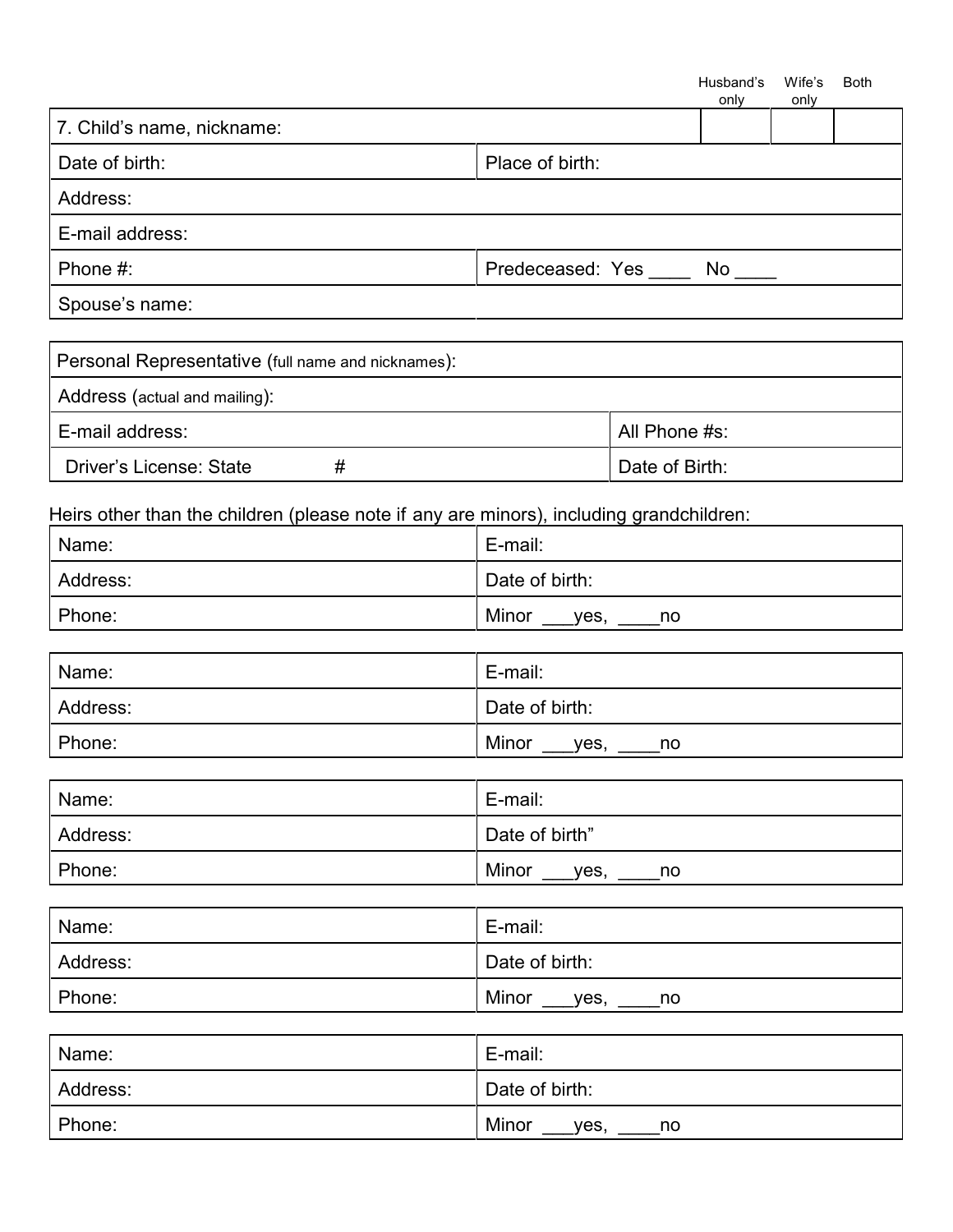| 7. Child's name, nickname: | | Husband's only | Wife's only | Both |
|---|---|---|---|---|
| Date of birth: | Place of birth: | | | |
| Address: | | | | |
| E-mail address: | | | | |
| Phone #: | Predeceased: Yes ____ No ____ | | | |
| Spouse's name: | | | | |

| Personal Representative (full name and nicknames): | |
|---|---|
| Address (actual and mailing): | |
| E-mail address: | All Phone #s: |
| Driver's License: State # | Date of Birth: |

Heirs other than the children (please note if any are minors), including grandchildren:

| Name: | E-mail: |
|---|---|
| Address: | Date of birth: |
| Phone: | Minor ___yes, ____no |

| Name: | E-mail: |
|---|---|
| Address: | Date of birth: |
| Phone: | Minor ___yes, ____no |

| Name: | E-mail: |
|---|---|
| Address: | Date of birth" |
| Phone: | Minor ___yes, ____no |

| Name: | E-mail: |
|---|---|
| Address: | Date of birth: |
| Phone: | Minor ___yes, ____no |

| Name: | E-mail: |
|---|---|
| Address: | Date of birth: |
| Phone: | Minor ___yes, ____no |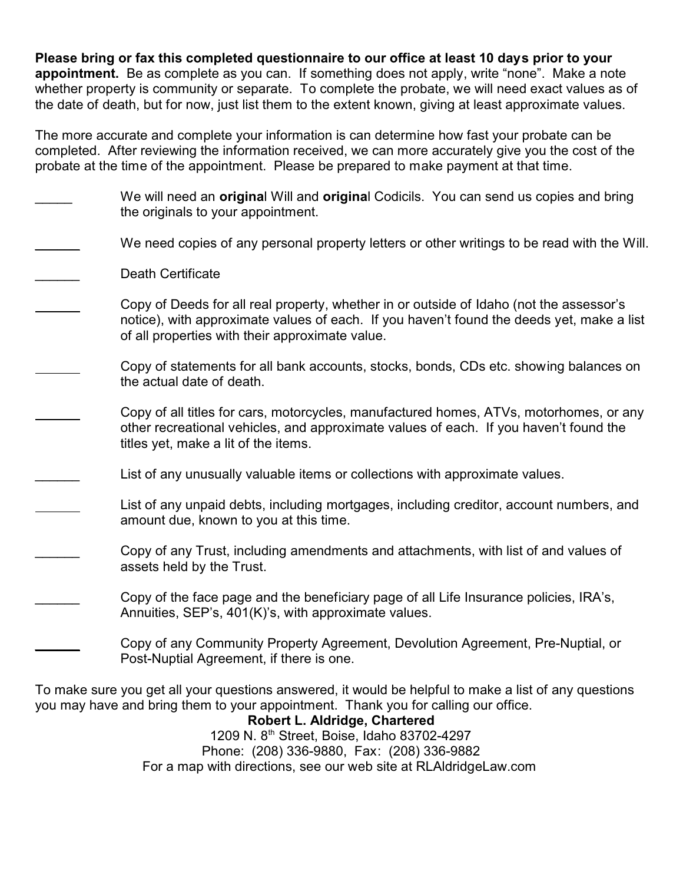**Please bring or fax this completed questionnaire to our office at least 10 days prior to your appointment.** Be as complete as you can. If something does not apply, write "none". Make a note whether property is community or separate. To complete the probate, we will need exact values as of the date of death, but for now, just list them to the extent known, giving at least approximate values.

The more accurate and complete your information is can determine how fast your probate can be completed. After reviewing the information received, we can more accurately give you the cost of the probate at the time of the appointment. Please be prepared to make payment at that time.

_____ We will need an **origina**l Will and **origina**l Codicils. You can send us copies and bring the originals to your appointment.

______ We need copies of any personal property letters or other writings to be read with the Will.

______ Death Certificate

______ Copy of Deeds for all real property, whether in or outside of Idaho (not the assessor's notice), with approximate values of each. If you haven't found the deeds yet, make a list of all properties with their approximate value.

______ Copy of statements for all bank accounts, stocks, bonds, CDs etc. showing balances on the actual date of death.

______ Copy of all titles for cars, motorcycles, manufactured homes, ATVs, motorhomes, or any other recreational vehicles, and approximate values of each. If you haven't found the titles yet, make a lit of the items.

______ List of any unusually valuable items or collections with approximate values.

______ List of any unpaid debts, including mortgages, including creditor, account numbers, and amount due, known to you at this time.

______ Copy of any Trust, including amendments and attachments, with list of and values of assets held by the Trust.

______ Copy of the face page and the beneficiary page of all Life Insurance policies, IRA's, Annuities, SEP's, 401(K)'s, with approximate values.

______ Copy of any Community Property Agreement, Devolution Agreement, Pre-Nuptial, or Post-Nuptial Agreement, if there is one.

To make sure you get all your questions answered, it would be helpful to make a list of any questions you may have and bring them to your appointment. Thank you for calling our office.

**Robert L. Aldridge, Chartered**
1209 N. 8th Street, Boise, Idaho 83702-4297
Phone: (208) 336-9880, Fax: (208) 336-9882
For a map with directions, see our web site at RLAldridgeLaw.com